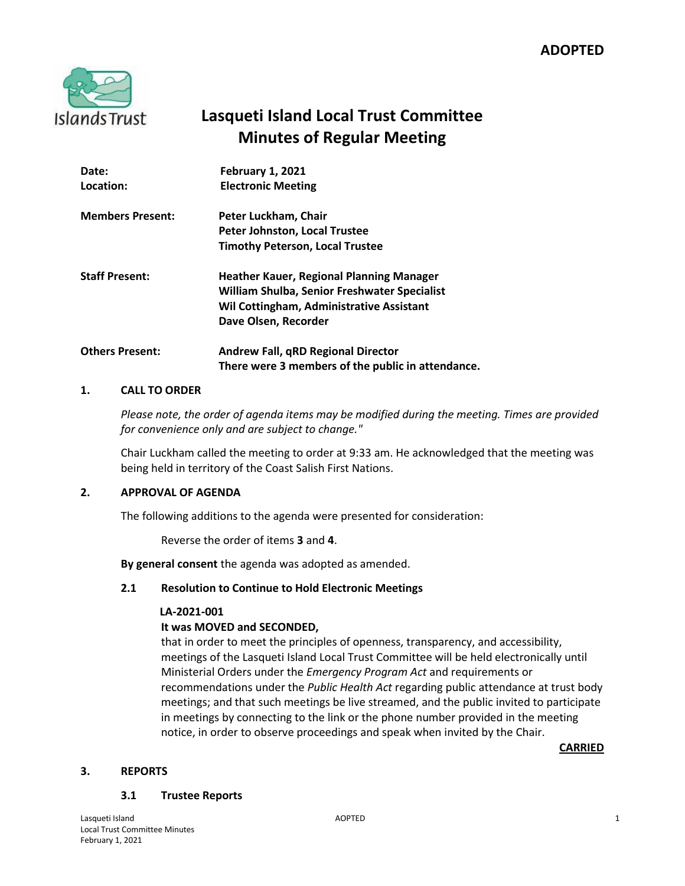**ADOPTED**

# Lasqueti Island Local Trust Committee
# Minutes of Regular Meeting

**Date:** February 1, 2021
**Location:** Electronic Meeting

**Members Present:** Peter Luckham, Chair
Peter Johnston, Local Trustee
Timothy Peterson, Local Trustee

**Staff Present:** Heather Kauer, Regional Planning Manager
William Shulba, Senior Freshwater Specialist
Wil Cottingham, Administrative Assistant
Dave Olsen, Recorder

**Others Present:** Andrew Fall, qRD Regional Director
There were 3 members of the public in attendance.

## 1. CALL TO ORDER

*Please note, the order of agenda items may be modified during the meeting. Times are provided for convenience only and are subject to change."*

Chair Luckham called the meeting to order at 9:33 am. He acknowledged that the meeting was being held in territory of the Coast Salish First Nations.

## 2. APPROVAL OF AGENDA

The following additions to the agenda were presented for consideration:

Reverse the order of items **3** and **4**.

**By general consent** the agenda was adopted as amended.

### 2.1 Resolution to Continue to Hold Electronic Meetings

**LA-2021-001**

**It was MOVED and SECONDED,**

that in order to meet the principles of openness, transparency, and accessibility, meetings of the Lasqueti Island Local Trust Committee will be held electronically until Ministerial Orders under the *Emergency Program Act* and requirements or recommendations under the *Public Health Act* regarding public attendance at trust body meetings; and that such meetings be live streamed, and the public invited to participate in meetings by connecting to the link or the phone number provided in the meeting notice, in order to observe proceedings and speak when invited by the Chair.

**CARRIED**

## 3. REPORTS

### 3.1 Trustee Reports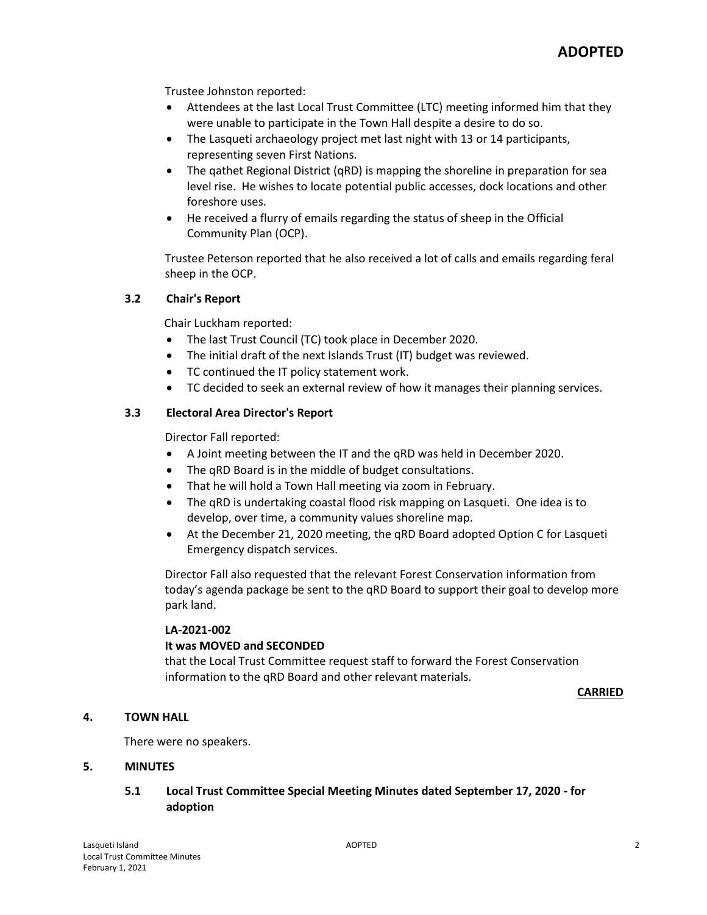Trustee Johnston reported:

- Attendees at the last Local Trust Committee (LTC) meeting informed him that they were unable to participate in the Town Hall despite a desire to do so.
- The Lasqueti archaeology project met last night with 13 or 14 participants, representing seven First Nations.
- The qathet Regional District (qRD) is mapping the shoreline in preparation for sea level rise. He wishes to locate potential public accesses, dock locations and other foreshore uses.
- He received a flurry of emails regarding the status of sheep in the Official Community Plan (OCP).

Trustee Peterson reported that he also received a lot of calls and emails regarding feral sheep in the OCP.

### 3.2 Chair's Report

Chair Luckham reported:

- The last Trust Council (TC) took place in December 2020.
- The initial draft of the next Islands Trust (IT) budget was reviewed.
- TC continued the IT policy statement work.
- TC decided to seek an external review of how it manages their planning services.

### 3.3 Electoral Area Director's Report

Director Fall reported:

- A Joint meeting between the IT and the qRD was held in December 2020.
- The qRD Board is in the middle of budget consultations.
- That he will hold a Town Hall meeting via zoom in February.
- The qRD is undertaking coastal flood risk mapping on Lasqueti. One idea is to develop, over time, a community values shoreline map.
- At the December 21, 2020 meeting, the qRD Board adopted Option C for Lasqueti Emergency dispatch services.

Director Fall also requested that the relevant Forest Conservation information from today's agenda package be sent to the qRD Board to support their goal to develop more park land.

**LA-2021-002**

**It was MOVED and SECONDED**

that the Local Trust Committee request staff to forward the Forest Conservation information to the qRD Board and other relevant materials.

**CARRIED**

## 4. TOWN HALL

There were no speakers.

## 5. MINUTES

### 5.1 Local Trust Committee Special Meeting Minutes dated September 17, 2020 - for adoption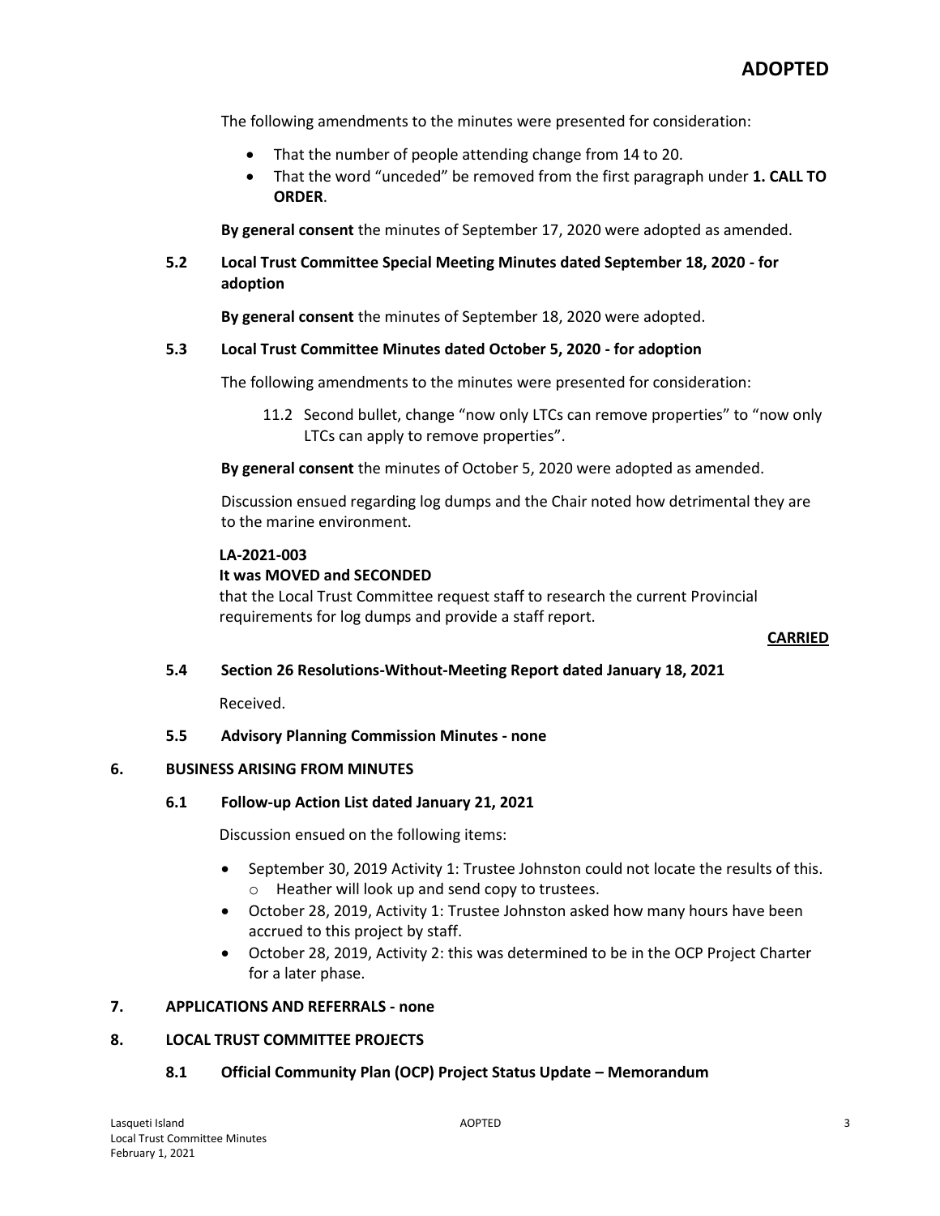**ADOPTED**

The following amendments to the minutes were presented for consideration:

- That the number of people attending change from 14 to 20.
- That the word "unceded" be removed from the first paragraph under **1. CALL TO ORDER**.

**By general consent** the minutes of September 17, 2020 were adopted as amended.

### 5.2 Local Trust Committee Special Meeting Minutes dated September 18, 2020 - for adoption

**By general consent** the minutes of September 18, 2020 were adopted.

### 5.3 Local Trust Committee Minutes dated October 5, 2020 - for adoption

The following amendments to the minutes were presented for consideration:

11.2 Second bullet, change "now only LTCs can remove properties" to "now only LTCs can apply to remove properties".

**By general consent** the minutes of October 5, 2020 were adopted as amended.

Discussion ensued regarding log dumps and the Chair noted how detrimental they are to the marine environment.

**LA-2021-003**
**It was MOVED and SECONDED**
that the Local Trust Committee request staff to research the current Provincial requirements for log dumps and provide a staff report.

**CARRIED**

### 5.4 Section 26 Resolutions-Without-Meeting Report dated January 18, 2021

Received.

### 5.5 Advisory Planning Commission Minutes - none

## 6. BUSINESS ARISING FROM MINUTES

### 6.1 Follow-up Action List dated January 21, 2021

Discussion ensued on the following items:

- September 30, 2019 Activity 1: Trustee Johnston could not locate the results of this.
  - Heather will look up and send copy to trustees.
- October 28, 2019, Activity 1: Trustee Johnston asked how many hours have been accrued to this project by staff.
- October 28, 2019, Activity 2: this was determined to be in the OCP Project Charter for a later phase.

## 7. APPLICATIONS AND REFERRALS - none

## 8. LOCAL TRUST COMMITTEE PROJECTS

### 8.1 Official Community Plan (OCP) Project Status Update – Memorandum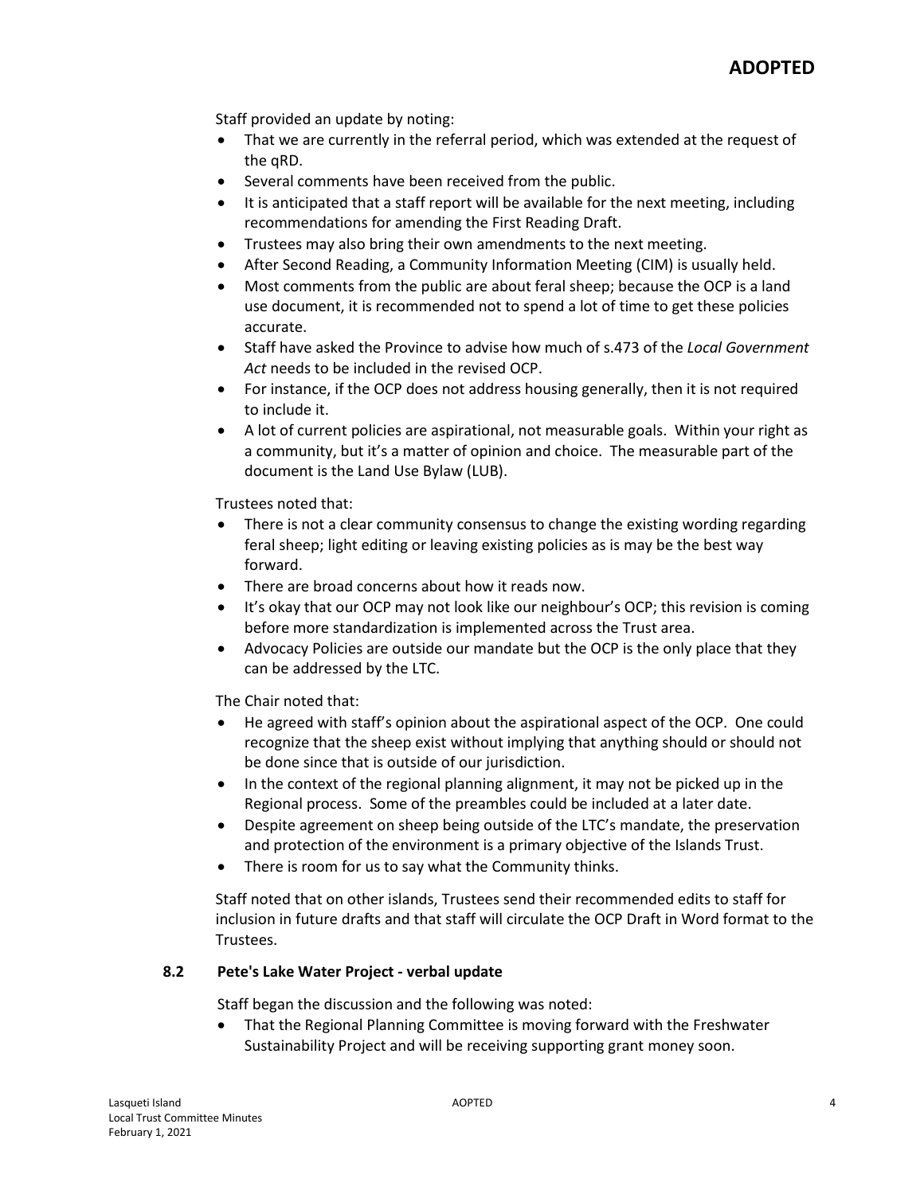Staff provided an update by noting:

- That we are currently in the referral period, which was extended at the request of the qRD.
- Several comments have been received from the public.
- It is anticipated that a staff report will be available for the next meeting, including recommendations for amending the First Reading Draft.
- Trustees may also bring their own amendments to the next meeting.
- After Second Reading, a Community Information Meeting (CIM) is usually held.
- Most comments from the public are about feral sheep; because the OCP is a land use document, it is recommended not to spend a lot of time to get these policies accurate.
- Staff have asked the Province to advise how much of s.473 of the *Local Government Act* needs to be included in the revised OCP.
- For instance, if the OCP does not address housing generally, then it is not required to include it.
- A lot of current policies are aspirational, not measurable goals. Within your right as a community, but it's a matter of opinion and choice. The measurable part of the document is the Land Use Bylaw (LUB).

Trustees noted that:

- There is not a clear community consensus to change the existing wording regarding feral sheep; light editing or leaving existing policies as is may be the best way forward.
- There are broad concerns about how it reads now.
- It's okay that our OCP may not look like our neighbour's OCP; this revision is coming before more standardization is implemented across the Trust area.
- Advocacy Policies are outside our mandate but the OCP is the only place that they can be addressed by the LTC.

The Chair noted that:

- He agreed with staff's opinion about the aspirational aspect of the OCP. One could recognize that the sheep exist without implying that anything should or should not be done since that is outside of our jurisdiction.
- In the context of the regional planning alignment, it may not be picked up in the Regional process. Some of the preambles could be included at a later date.
- Despite agreement on sheep being outside of the LTC's mandate, the preservation and protection of the environment is a primary objective of the Islands Trust.
- There is room for us to say what the Community thinks.

Staff noted that on other islands, Trustees send their recommended edits to staff for inclusion in future drafts and that staff will circulate the OCP Draft in Word format to the Trustees.

### 8.2 Pete's Lake Water Project - verbal update

Staff began the discussion and the following was noted:

- That the Regional Planning Committee is moving forward with the Freshwater Sustainability Project and will be receiving supporting grant money soon.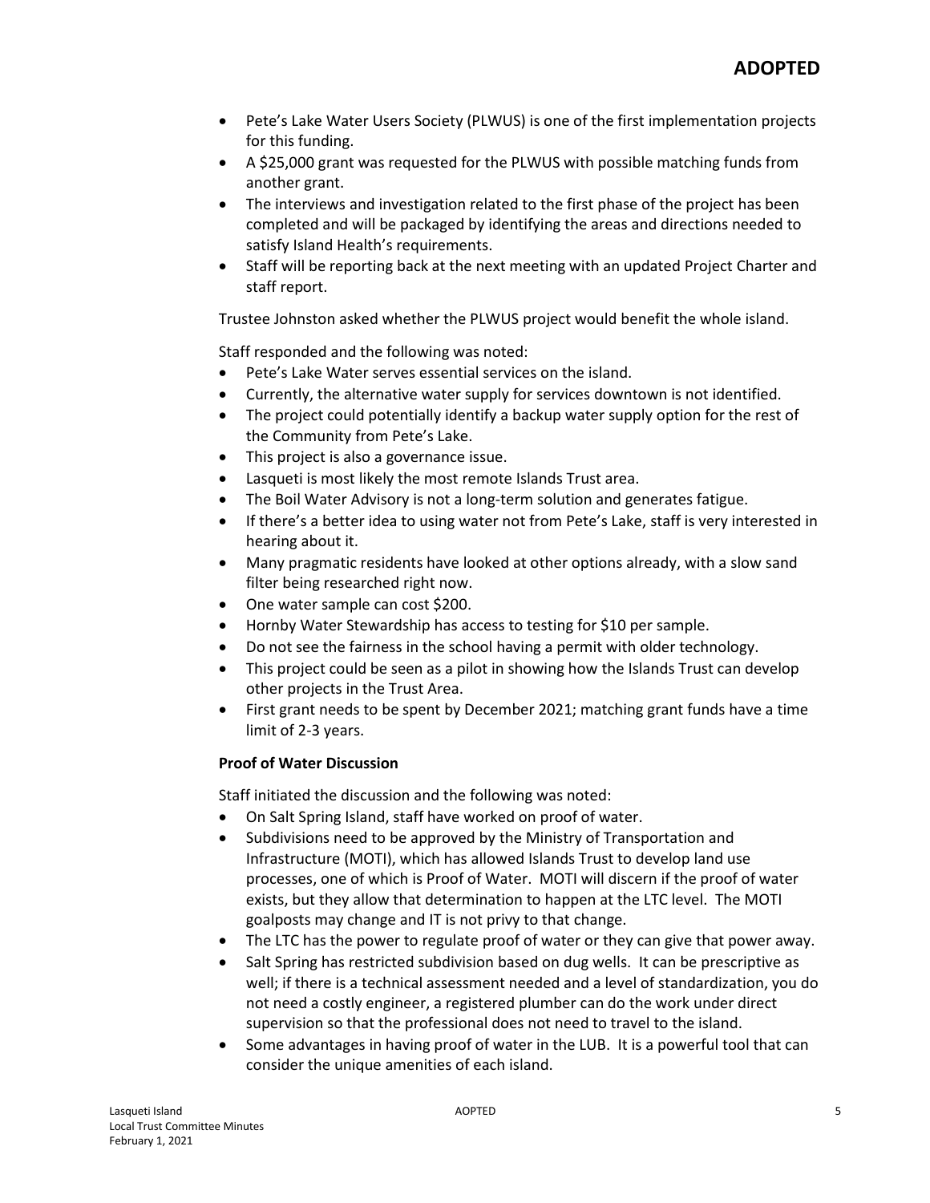- Pete's Lake Water Users Society (PLWUS) is one of the first implementation projects for this funding.
- A $25,000 grant was requested for the PLWUS with possible matching funds from another grant.
- The interviews and investigation related to the first phase of the project has been completed and will be packaged by identifying the areas and directions needed to satisfy Island Health's requirements.
- Staff will be reporting back at the next meeting with an updated Project Charter and staff report.

Trustee Johnston asked whether the PLWUS project would benefit the whole island.

Staff responded and the following was noted:

- Pete's Lake Water serves essential services on the island.
- Currently, the alternative water supply for services downtown is not identified.
- The project could potentially identify a backup water supply option for the rest of the Community from Pete's Lake.
- This project is also a governance issue.
- Lasqueti is most likely the most remote Islands Trust area.
- The Boil Water Advisory is not a long-term solution and generates fatigue.
- If there's a better idea to using water not from Pete's Lake, staff is very interested in hearing about it.
- Many pragmatic residents have looked at other options already, with a slow sand filter being researched right now.
- One water sample can cost $200.
- Hornby Water Stewardship has access to testing for $10 per sample.
- Do not see the fairness in the school having a permit with older technology.
- This project could be seen as a pilot in showing how the Islands Trust can develop other projects in the Trust Area.
- First grant needs to be spent by December 2021; matching grant funds have a time limit of 2-3 years.

**Proof of Water Discussion**

Staff initiated the discussion and the following was noted:

- On Salt Spring Island, staff have worked on proof of water.
- Subdivisions need to be approved by the Ministry of Transportation and Infrastructure (MOTI), which has allowed Islands Trust to develop land use processes, one of which is Proof of Water. MOTI will discern if the proof of water exists, but they allow that determination to happen at the LTC level. The MOTI goalposts may change and IT is not privy to that change.
- The LTC has the power to regulate proof of water or they can give that power away.
- Salt Spring has restricted subdivision based on dug wells. It can be prescriptive as well; if there is a technical assessment needed and a level of standardization, you do not need a costly engineer, a registered plumber can do the work under direct supervision so that the professional does not need to travel to the island.
- Some advantages in having proof of water in the LUB. It is a powerful tool that can consider the unique amenities of each island.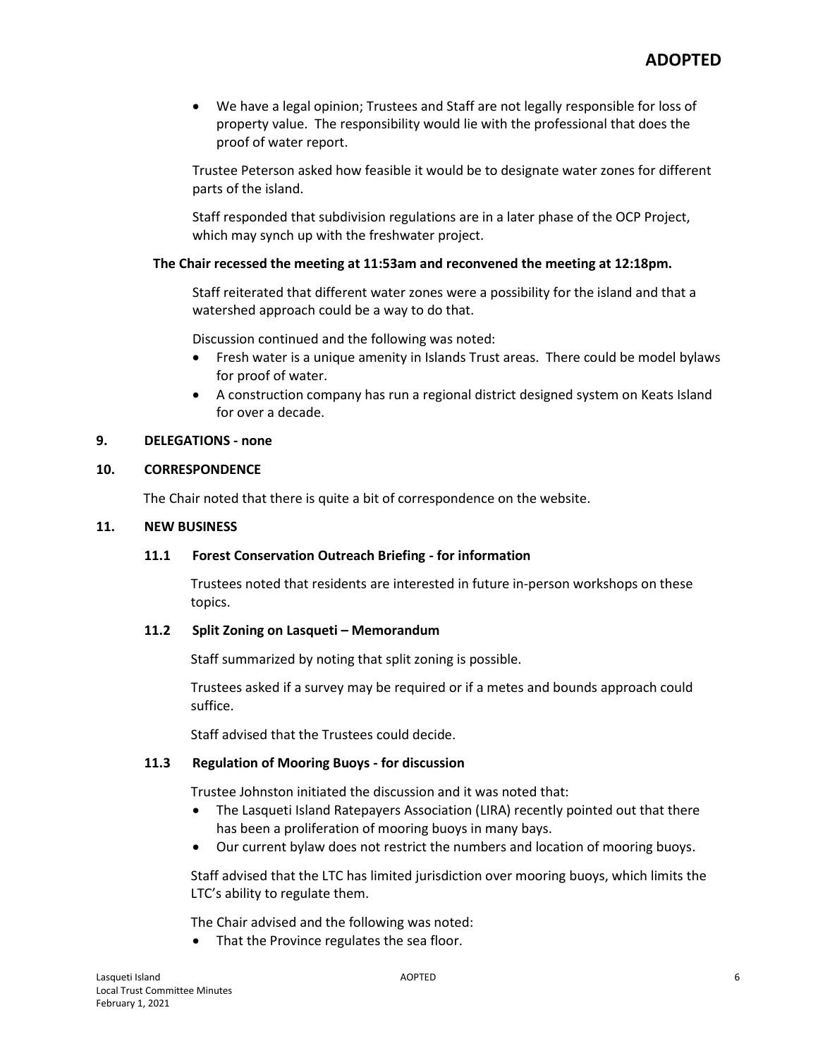- We have a legal opinion; Trustees and Staff are not legally responsible for loss of property value. The responsibility would lie with the professional that does the proof of water report.

Trustee Peterson asked how feasible it would be to designate water zones for different parts of the island.

Staff responded that subdivision regulations are in a later phase of the OCP Project, which may synch up with the freshwater project.

**The Chair recessed the meeting at 11:53am and reconvened the meeting at 12:18pm.**

Staff reiterated that different water zones were a possibility for the island and that a watershed approach could be a way to do that.

Discussion continued and the following was noted:

- Fresh water is a unique amenity in Islands Trust areas. There could be model bylaws for proof of water.
- A construction company has run a regional district designed system on Keats Island for over a decade.

## 9. DELEGATIONS - none

## 10. CORRESPONDENCE

The Chair noted that there is quite a bit of correspondence on the website.

## 11. NEW BUSINESS

### 11.1 Forest Conservation Outreach Briefing - for information

Trustees noted that residents are interested in future in-person workshops on these topics.

### 11.2 Split Zoning on Lasqueti – Memorandum

Staff summarized by noting that split zoning is possible.

Trustees asked if a survey may be required or if a metes and bounds approach could suffice.

Staff advised that the Trustees could decide.

### 11.3 Regulation of Mooring Buoys - for discussion

Trustee Johnston initiated the discussion and it was noted that:

- The Lasqueti Island Ratepayers Association (LIRA) recently pointed out that there has been a proliferation of mooring buoys in many bays.
- Our current bylaw does not restrict the numbers and location of mooring buoys.

Staff advised that the LTC has limited jurisdiction over mooring buoys, which limits the LTC's ability to regulate them.

The Chair advised and the following was noted:

- That the Province regulates the sea floor.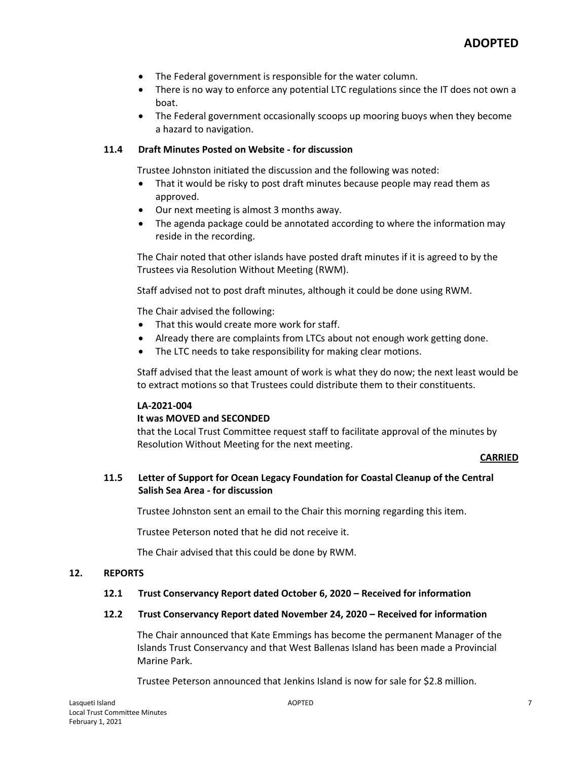- The Federal government is responsible for the water column.
- There is no way to enforce any potential LTC regulations since the IT does not own a boat.
- The Federal government occasionally scoops up mooring buoys when they become a hazard to navigation.

### 11.4 Draft Minutes Posted on Website - for discussion

Trustee Johnston initiated the discussion and the following was noted:

- That it would be risky to post draft minutes because people may read them as approved.
- Our next meeting is almost 3 months away.
- The agenda package could be annotated according to where the information may reside in the recording.

The Chair noted that other islands have posted draft minutes if it is agreed to by the Trustees via Resolution Without Meeting (RWM).

Staff advised not to post draft minutes, although it could be done using RWM.

The Chair advised the following:

- That this would create more work for staff.
- Already there are complaints from LTCs about not enough work getting done.
- The LTC needs to take responsibility for making clear motions.

Staff advised that the least amount of work is what they do now; the next least would be to extract motions so that Trustees could distribute them to their constituents.

**LA-2021-004**
**It was MOVED and SECONDED**
that the Local Trust Committee request staff to facilitate approval of the minutes by Resolution Without Meeting for the next meeting.

**CARRIED**

### 11.5 Letter of Support for Ocean Legacy Foundation for Coastal Cleanup of the Central Salish Sea Area - for discussion

Trustee Johnston sent an email to the Chair this morning regarding this item.

Trustee Peterson noted that he did not receive it.

The Chair advised that this could be done by RWM.

## 12. REPORTS

### 12.1 Trust Conservancy Report dated October 6, 2020 – Received for information

### 12.2 Trust Conservancy Report dated November 24, 2020 – Received for information

The Chair announced that Kate Emmings has become the permanent Manager of the Islands Trust Conservancy and that West Ballenas Island has been made a Provincial Marine Park.

Trustee Peterson announced that Jenkins Island is now for sale for $2.8 million.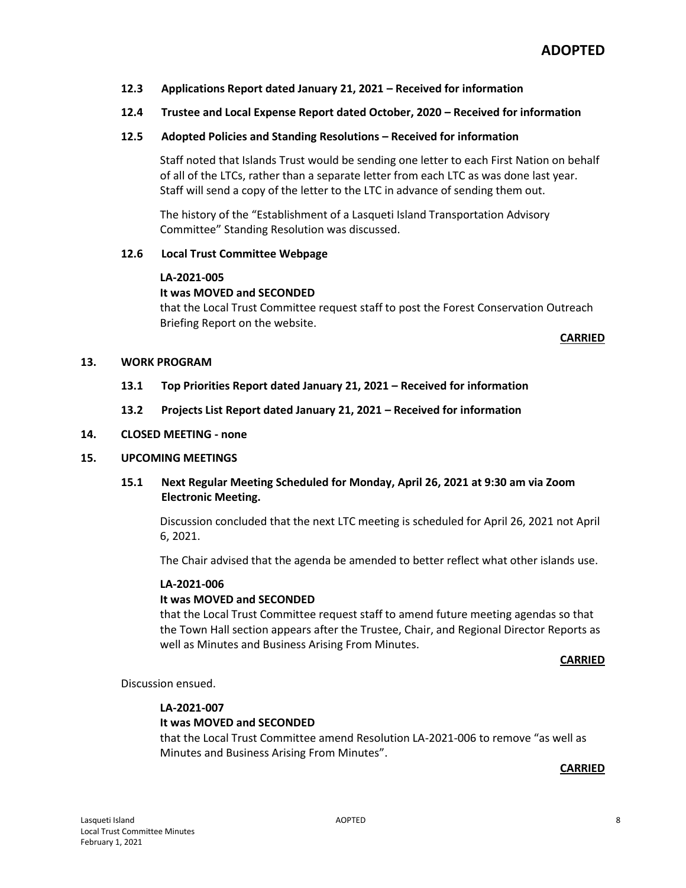**ADOPTED**

**12.3 Applications Report dated January 21, 2021 – Received for information**

**12.4 Trustee and Local Expense Report dated October, 2020 – Received for information**

**12.5 Adopted Policies and Standing Resolutions – Received for information**

Staff noted that Islands Trust would be sending one letter to each First Nation on behalf of all of the LTCs, rather than a separate letter from each LTC as was done last year. Staff will send a copy of the letter to the LTC in advance of sending them out.

The history of the "Establishment of a Lasqueti Island Transportation Advisory Committee" Standing Resolution was discussed.

**12.6 Local Trust Committee Webpage**

**LA-2021-005**
**It was MOVED and SECONDED**
that the Local Trust Committee request staff to post the Forest Conservation Outreach Briefing Report on the website.

**CARRIED**

## 13. WORK PROGRAM

**13.1 Top Priorities Report dated January 21, 2021 – Received for information**

**13.2 Projects List Report dated January 21, 2021 – Received for information**

## 14. CLOSED MEETING - none

## 15. UPCOMING MEETINGS

**15.1 Next Regular Meeting Scheduled for Monday, April 26, 2021 at 9:30 am via Zoom Electronic Meeting.**

Discussion concluded that the next LTC meeting is scheduled for April 26, 2021 not April 6, 2021.

The Chair advised that the agenda be amended to better reflect what other islands use.

**LA-2021-006**
**It was MOVED and SECONDED**
that the Local Trust Committee request staff to amend future meeting agendas so that the Town Hall section appears after the Trustee, Chair, and Regional Director Reports as well as Minutes and Business Arising From Minutes.

**CARRIED**

Discussion ensued.

**LA-2021-007**
**It was MOVED and SECONDED**
that the Local Trust Committee amend Resolution LA-2021-006 to remove "as well as Minutes and Business Arising From Minutes".

**CARRIED**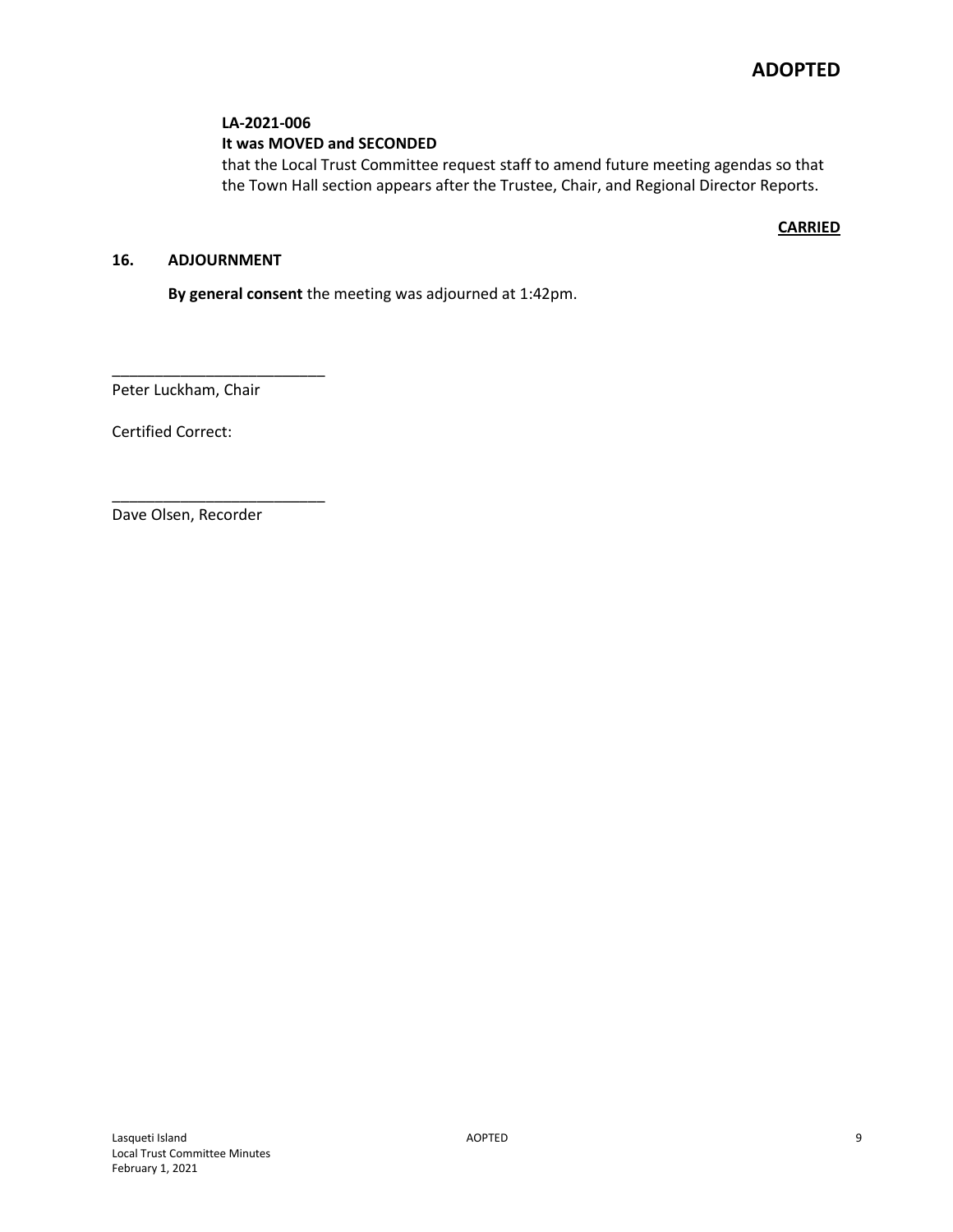**ADOPTED**

**LA-2021-006**
**It was MOVED and SECONDED**
that the Local Trust Committee request staff to amend future meeting agendas so that the Town Hall section appears after the Trustee, Chair, and Regional Director Reports.

**CARRIED**

## 16. ADJOURNMENT

**By general consent** the meeting was adjourned at 1:42pm.

_________________________
Peter Luckham, Chair

Certified Correct:

_________________________
Dave Olsen, Recorder